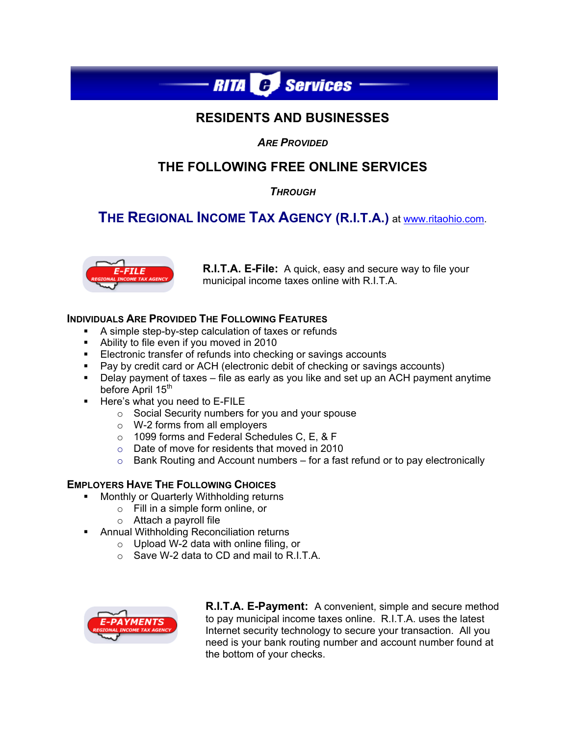# RITA e Services

## RESIDENTS AND BUSINESSES

*ARE PROVIDED*

## THE FOLLOWING FREE ONLINE SERVICES

*THROUGH*

## THE REGIONAL INCOME TAX AGENCY (R.I.T.A.) at www.ritaohio.com.

**R.I.T.A. E-File:** A quick, easy and secure way to file your municipal income taxes online with R.I.T.A.

### INDIVIDUALS ARE PROVIDED THE FOLLOWING FEATURES

- A simple step-by-step calculation of taxes or refunds
- Ability to file even if you moved in 2010
- Electronic transfer of refunds into checking or savings accounts
- Pay by credit card or ACH (electronic debit of checking or savings accounts)
- Delay payment of taxes – file as early as you like and set up an ACH payment anytime before April 15th
- Here's what you need to E-FILE
  - Social Security numbers for you and your spouse
  - W-2 forms from all employers
  - 1099 forms and Federal Schedules C, E, & F
  - Date of move for residents that moved in 2010
  - Bank Routing and Account numbers – for a fast refund or to pay electronically

### EMPLOYERS HAVE THE FOLLOWING CHOICES

- Monthly or Quarterly Withholding returns
  - Fill in a simple form online, or
  - Attach a payroll file
- Annual Withholding Reconciliation returns
  - Upload W-2 data with online filing, or
  - Save W-2 data to CD and mail to R.I.T.A.

**R.I.T.A. E-Payment:** A convenient, simple and secure method to pay municipal income taxes online. R.I.T.A. uses the latest Internet security technology to secure your transaction. All you need is your bank routing number and account number found at the bottom of your checks.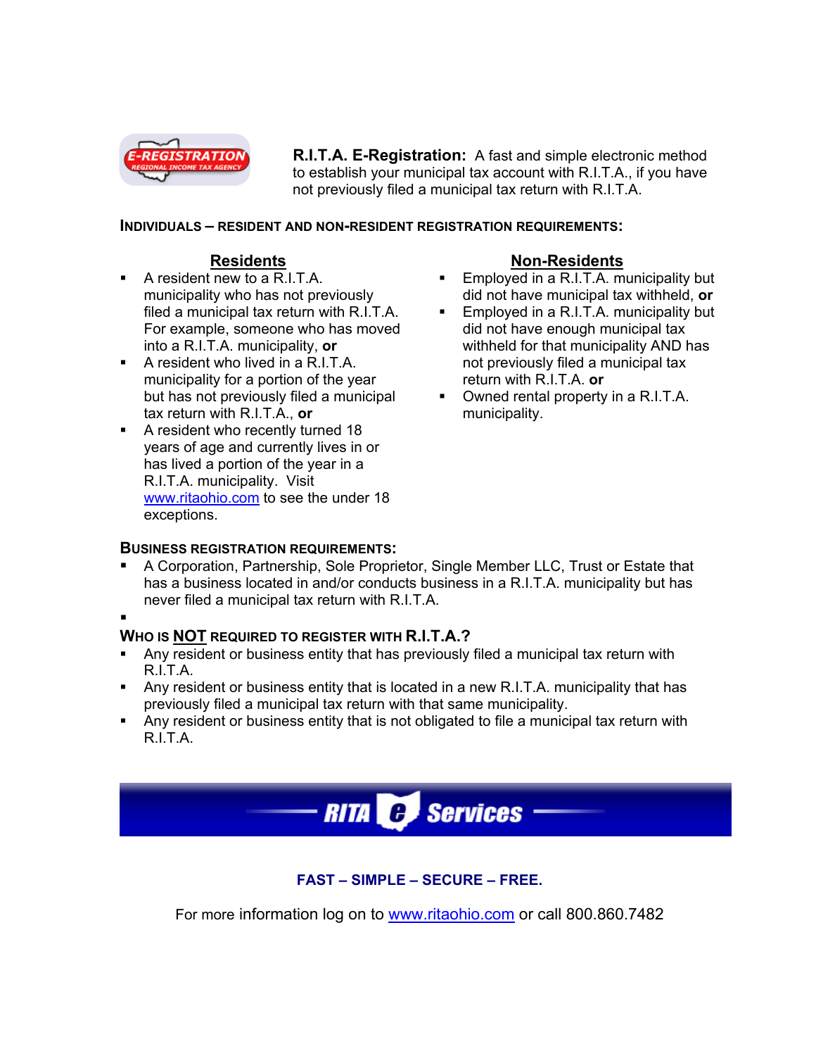**R.I.T.A. E-Registration:** A fast and simple electronic method to establish your municipal tax account with R.I.T.A., if you have not previously filed a municipal tax return with R.I.T.A.

## INDIVIDUALS – RESIDENT AND NON-RESIDENT REGISTRATION REQUIREMENTS:

### Residents

- A resident new to a R.I.T.A. municipality who has not previously filed a municipal tax return with R.I.T.A. For example, someone who has moved into a R.I.T.A. municipality, **or**
- A resident who lived in a R.I.T.A. municipality for a portion of the year but has not previously filed a municipal tax return with R.I.T.A., **or**
- A resident who recently turned 18 years of age and currently lives in or has lived a portion of the year in a R.I.T.A. municipality. Visit www.ritaohio.com to see the under 18 exceptions.

### Non-Residents

- Employed in a R.I.T.A. municipality but did not have municipal tax withheld, **or**
- Employed in a R.I.T.A. municipality but did not have enough municipal tax withheld for that municipality AND has not previously filed a municipal tax return with R.I.T.A. **or**
- Owned rental property in a R.I.T.A. municipality.

## BUSINESS REGISTRATION REQUIREMENTS:

- A Corporation, Partnership, Sole Proprietor, Single Member LLC, Trust or Estate that has a business located in and/or conducts business in a R.I.T.A. municipality but has never filed a municipal tax return with R.I.T.A.

## WHO IS NOT REQUIRED TO REGISTER WITH R.I.T.A.?

- Any resident or business entity that has previously filed a municipal tax return with R.I.T.A.
- Any resident or business entity that is located in a new R.I.T.A. municipality that has previously filed a municipal tax return with that same municipality.
- Any resident or business entity that is not obligated to file a municipal tax return with R.I.T.A.

RITA e Services

**FAST – SIMPLE – SECURE – FREE.**

For more information log on to www.ritaohio.com or call 800.860.7482